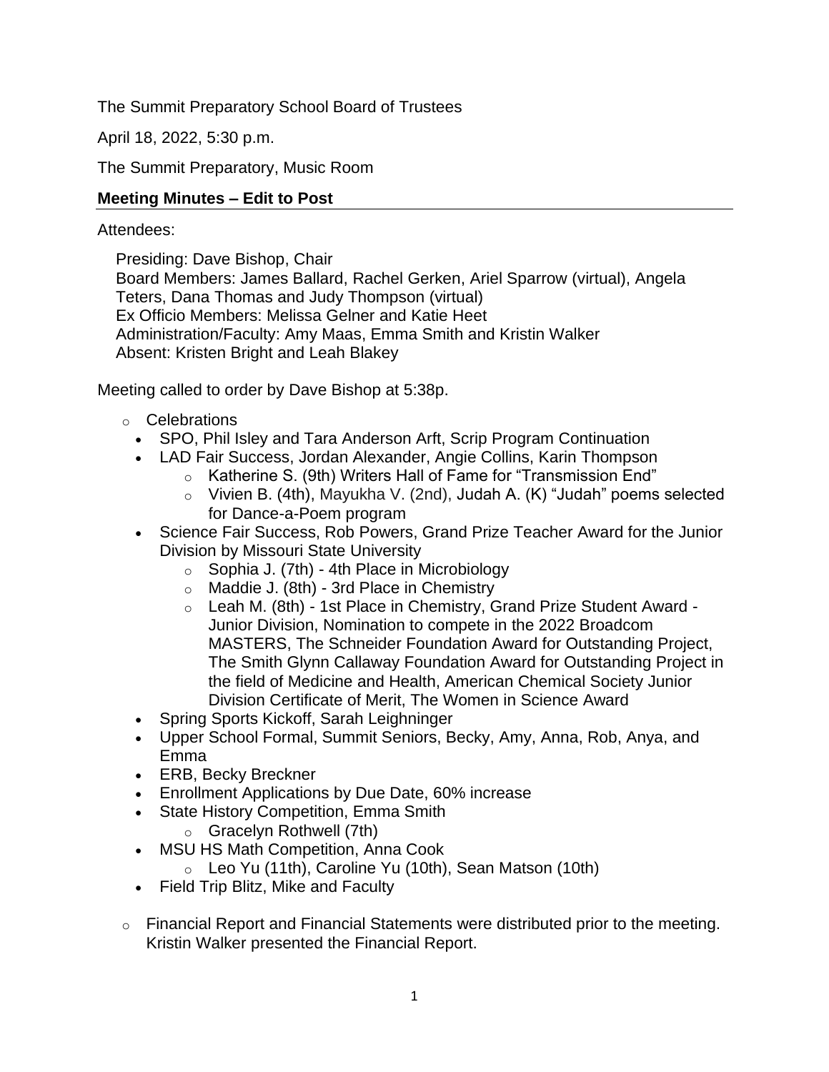The Summit Preparatory School Board of Trustees

April 18, 2022, 5:30 p.m.

The Summit Preparatory, Music Room

**Meeting Minutes – Edit to Post**

Attendees:

Presiding: Dave Bishop, Chair
Board Members: James Ballard, Rachel Gerken, Ariel Sparrow (virtual), Angela Teters, Dana Thomas and Judy Thompson (virtual)
Ex Officio Members: Melissa Gelner and Katie Heet
Administration/Faculty: Amy Maas, Emma Smith and Kristin Walker
Absent: Kristen Bright and Leah Blakey

Meeting called to order by Dave Bishop at 5:38p.

- Celebrations
  - SPO, Phil Isley and Tara Anderson Arft, Scrip Program Continuation
  - LAD Fair Success, Jordan Alexander, Angie Collins, Karin Thompson
    - Katherine S. (9th) Writers Hall of Fame for "Transmission End"
    - Vivien B. (4th), Mayukha V. (2nd), Judah A. (K) "Judah" poems selected for Dance-a-Poem program
  - Science Fair Success, Rob Powers, Grand Prize Teacher Award for the Junior Division by Missouri State University
    - Sophia J. (7th) - 4th Place in Microbiology
    - Maddie J. (8th) - 3rd Place in Chemistry
    - Leah M. (8th) - 1st Place in Chemistry, Grand Prize Student Award - Junior Division, Nomination to compete in the 2022 Broadcom MASTERS, The Schneider Foundation Award for Outstanding Project, The Smith Glynn Callaway Foundation Award for Outstanding Project in the field of Medicine and Health, American Chemical Society Junior Division Certificate of Merit, The Women in Science Award
  - Spring Sports Kickoff, Sarah Leighninger
  - Upper School Formal, Summit Seniors, Becky, Amy, Anna, Rob, Anya, and Emma
  - ERB, Becky Breckner
  - Enrollment Applications by Due Date, 60% increase
  - State History Competition, Emma Smith
    - Gracelyn Rothwell (7th)
  - MSU HS Math Competition, Anna Cook
    - Leo Yu (11th), Caroline Yu (10th), Sean Matson (10th)
  - Field Trip Blitz, Mike and Faculty

- Financial Report and Financial Statements were distributed prior to the meeting. Kristin Walker presented the Financial Report.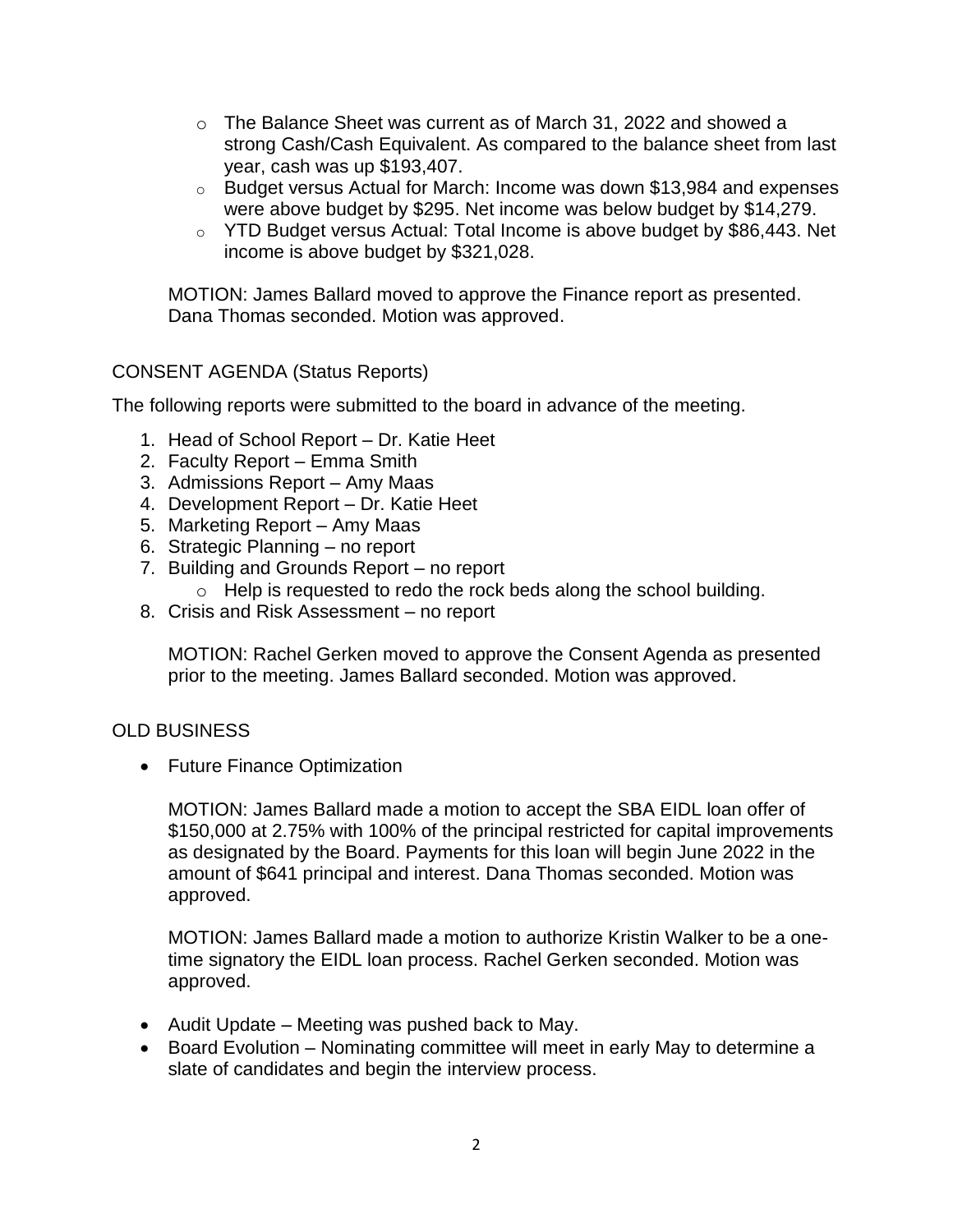- The Balance Sheet was current as of March 31, 2022 and showed a strong Cash/Cash Equivalent. As compared to the balance sheet from last year, cash was up $193,407.
- Budget versus Actual for March: Income was down $13,984 and expenses were above budget by $295. Net income was below budget by $14,279.
- YTD Budget versus Actual: Total Income is above budget by $86,443. Net income is above budget by $321,028.

MOTION: James Ballard moved to approve the Finance report as presented. Dana Thomas seconded. Motion was approved.

CONSENT AGENDA (Status Reports)

The following reports were submitted to the board in advance of the meeting.

1. Head of School Report – Dr. Katie Heet
2. Faculty Report – Emma Smith
3. Admissions Report – Amy Maas
4. Development Report – Dr. Katie Heet
5. Marketing Report – Amy Maas
6. Strategic Planning – no report
7. Building and Grounds Report – no report
   - Help is requested to redo the rock beds along the school building.
8. Crisis and Risk Assessment – no report

MOTION: Rachel Gerken moved to approve the Consent Agenda as presented prior to the meeting. James Ballard seconded. Motion was approved.

OLD BUSINESS

- Future Finance Optimization

  MOTION: James Ballard made a motion to accept the SBA EIDL loan offer of $150,000 at 2.75% with 100% of the principal restricted for capital improvements as designated by the Board. Payments for this loan will begin June 2022 in the amount of $641 principal and interest. Dana Thomas seconded. Motion was approved.

  MOTION: James Ballard made a motion to authorize Kristin Walker to be a one-time signatory the EIDL loan process. Rachel Gerken seconded. Motion was approved.

- Audit Update – Meeting was pushed back to May.
- Board Evolution – Nominating committee will meet in early May to determine a slate of candidates and begin the interview process.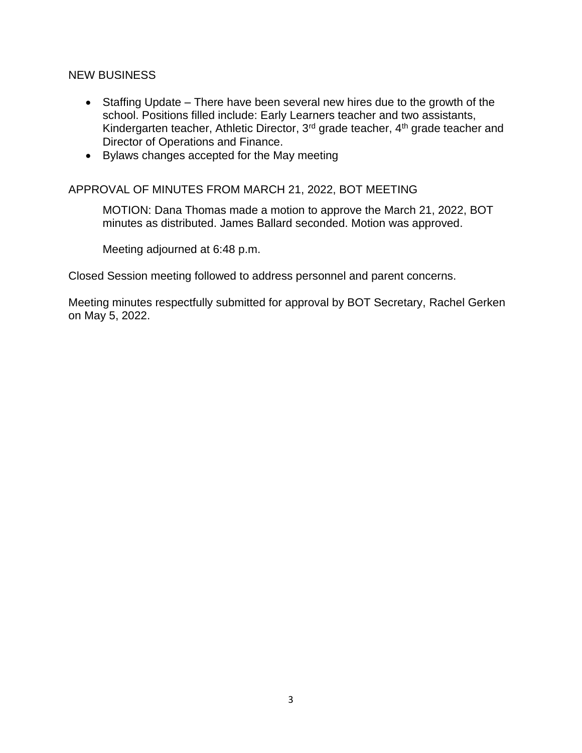## NEW BUSINESS

- Staffing Update – There have been several new hires due to the growth of the school. Positions filled include: Early Learners teacher and two assistants, Kindergarten teacher, Athletic Director, 3rd grade teacher, 4th grade teacher and Director of Operations and Finance.
- Bylaws changes accepted for the May meeting

## APPROVAL OF MINUTES FROM MARCH 21, 2022, BOT MEETING

MOTION: Dana Thomas made a motion to approve the March 21, 2022, BOT minutes as distributed. James Ballard seconded. Motion was approved.

Meeting adjourned at 6:48 p.m.

Closed Session meeting followed to address personnel and parent concerns.

Meeting minutes respectfully submitted for approval by BOT Secretary, Rachel Gerken on May 5, 2022.